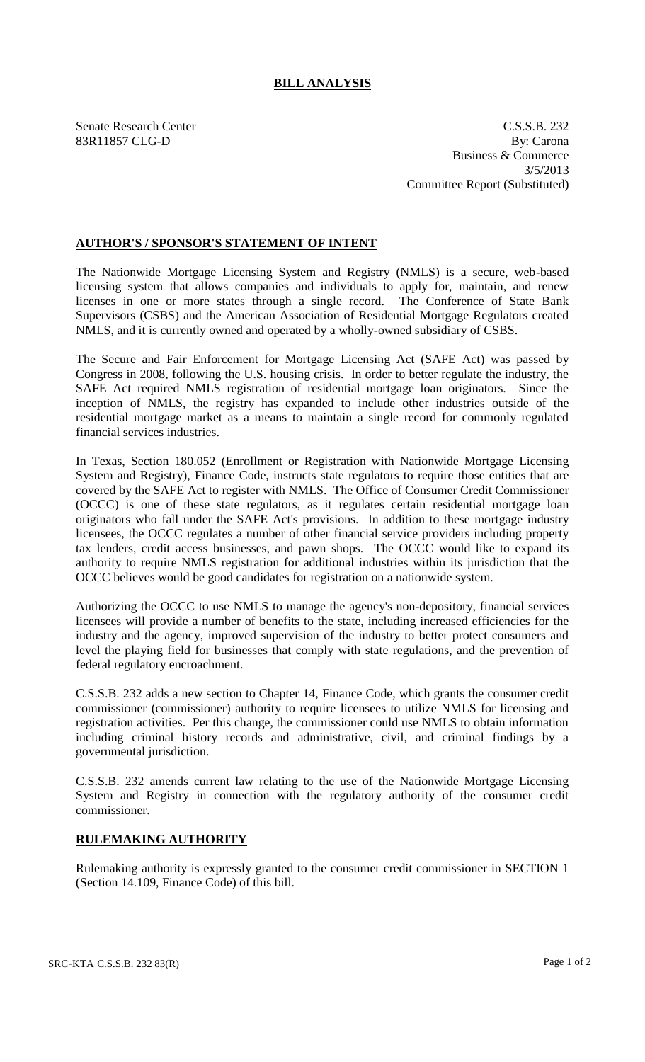# BILL ANALYSIS

Senate Research Center
83R11857 CLG-D

C.S.S.B. 232
By: Carona
Business & Commerce
3/5/2013
Committee Report (Substituted)

## AUTHOR'S / SPONSOR'S STATEMENT OF INTENT

The Nationwide Mortgage Licensing System and Registry (NMLS) is a secure, web-based licensing system that allows companies and individuals to apply for, maintain, and renew licenses in one or more states through a single record. The Conference of State Bank Supervisors (CSBS) and the American Association of Residential Mortgage Regulators created NMLS, and it is currently owned and operated by a wholly-owned subsidiary of CSBS.

The Secure and Fair Enforcement for Mortgage Licensing Act (SAFE Act) was passed by Congress in 2008, following the U.S. housing crisis. In order to better regulate the industry, the SAFE Act required NMLS registration of residential mortgage loan originators. Since the inception of NMLS, the registry has expanded to include other industries outside of the residential mortgage market as a means to maintain a single record for commonly regulated financial services industries.

In Texas, Section 180.052 (Enrollment or Registration with Nationwide Mortgage Licensing System and Registry), Finance Code, instructs state regulators to require those entities that are covered by the SAFE Act to register with NMLS. The Office of Consumer Credit Commissioner (OCCC) is one of these state regulators, as it regulates certain residential mortgage loan originators who fall under the SAFE Act's provisions. In addition to these mortgage industry licensees, the OCCC regulates a number of other financial service providers including property tax lenders, credit access businesses, and pawn shops. The OCCC would like to expand its authority to require NMLS registration for additional industries within its jurisdiction that the OCCC believes would be good candidates for registration on a nationwide system.

Authorizing the OCCC to use NMLS to manage the agency's non-depository, financial services licensees will provide a number of benefits to the state, including increased efficiencies for the industry and the agency, improved supervision of the industry to better protect consumers and level the playing field for businesses that comply with state regulations, and the prevention of federal regulatory encroachment.

C.S.S.B. 232 adds a new section to Chapter 14, Finance Code, which grants the consumer credit commissioner (commissioner) authority to require licensees to utilize NMLS for licensing and registration activities. Per this change, the commissioner could use NMLS to obtain information including criminal history records and administrative, civil, and criminal findings by a governmental jurisdiction.

C.S.S.B. 232 amends current law relating to the use of the Nationwide Mortgage Licensing System and Registry in connection with the regulatory authority of the consumer credit commissioner.

## RULEMAKING AUTHORITY

Rulemaking authority is expressly granted to the consumer credit commissioner in SECTION 1 (Section 14.109, Finance Code) of this bill.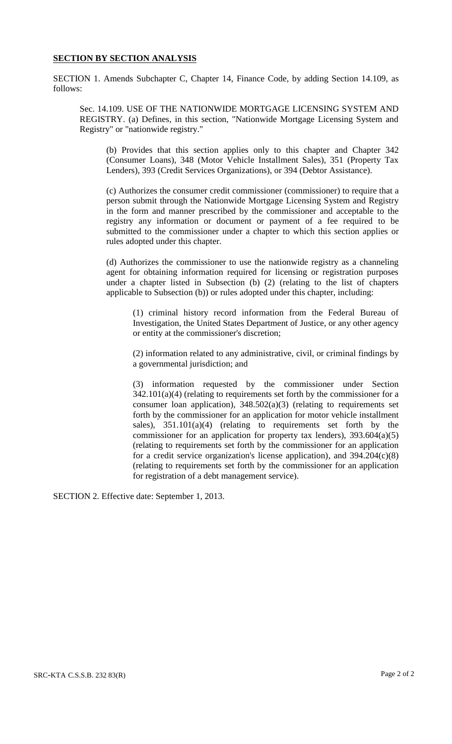## SECTION BY SECTION ANALYSIS

SECTION 1. Amends Subchapter C, Chapter 14, Finance Code, by adding Section 14.109, as follows:

Sec. 14.109. USE OF THE NATIONWIDE MORTGAGE LICENSING SYSTEM AND REGISTRY. (a) Defines, in this section, "Nationwide Mortgage Licensing System and Registry" or "nationwide registry."

(b) Provides that this section applies only to this chapter and Chapter 342 (Consumer Loans), 348 (Motor Vehicle Installment Sales), 351 (Property Tax Lenders), 393 (Credit Services Organizations), or 394 (Debtor Assistance).

(c) Authorizes the consumer credit commissioner (commissioner) to require that a person submit through the Nationwide Mortgage Licensing System and Registry in the form and manner prescribed by the commissioner and acceptable to the registry any information or document or payment of a fee required to be submitted to the commissioner under a chapter to which this section applies or rules adopted under this chapter.

(d) Authorizes the commissioner to use the nationwide registry as a channeling agent for obtaining information required for licensing or registration purposes under a chapter listed in Subsection (b) (2) (relating to the list of chapters applicable to Subsection (b)) or rules adopted under this chapter, including:

(1) criminal history record information from the Federal Bureau of Investigation, the United States Department of Justice, or any other agency or entity at the commissioner's discretion;

(2) information related to any administrative, civil, or criminal findings by a governmental jurisdiction; and

(3) information requested by the commissioner under Section 342.101(a)(4) (relating to requirements set forth by the commissioner for a consumer loan application), 348.502(a)(3) (relating to requirements set forth by the commissioner for an application for motor vehicle installment sales), 351.101(a)(4) (relating to requirements set forth by the commissioner for an application for property tax lenders), 393.604(a)(5) (relating to requirements set forth by the commissioner for an application for a credit service organization's license application), and 394.204(c)(8) (relating to requirements set forth by the commissioner for an application for registration of a debt management service).

SECTION 2. Effective date: September 1, 2013.

SRC-KTA C.S.S.B. 232 83(R)